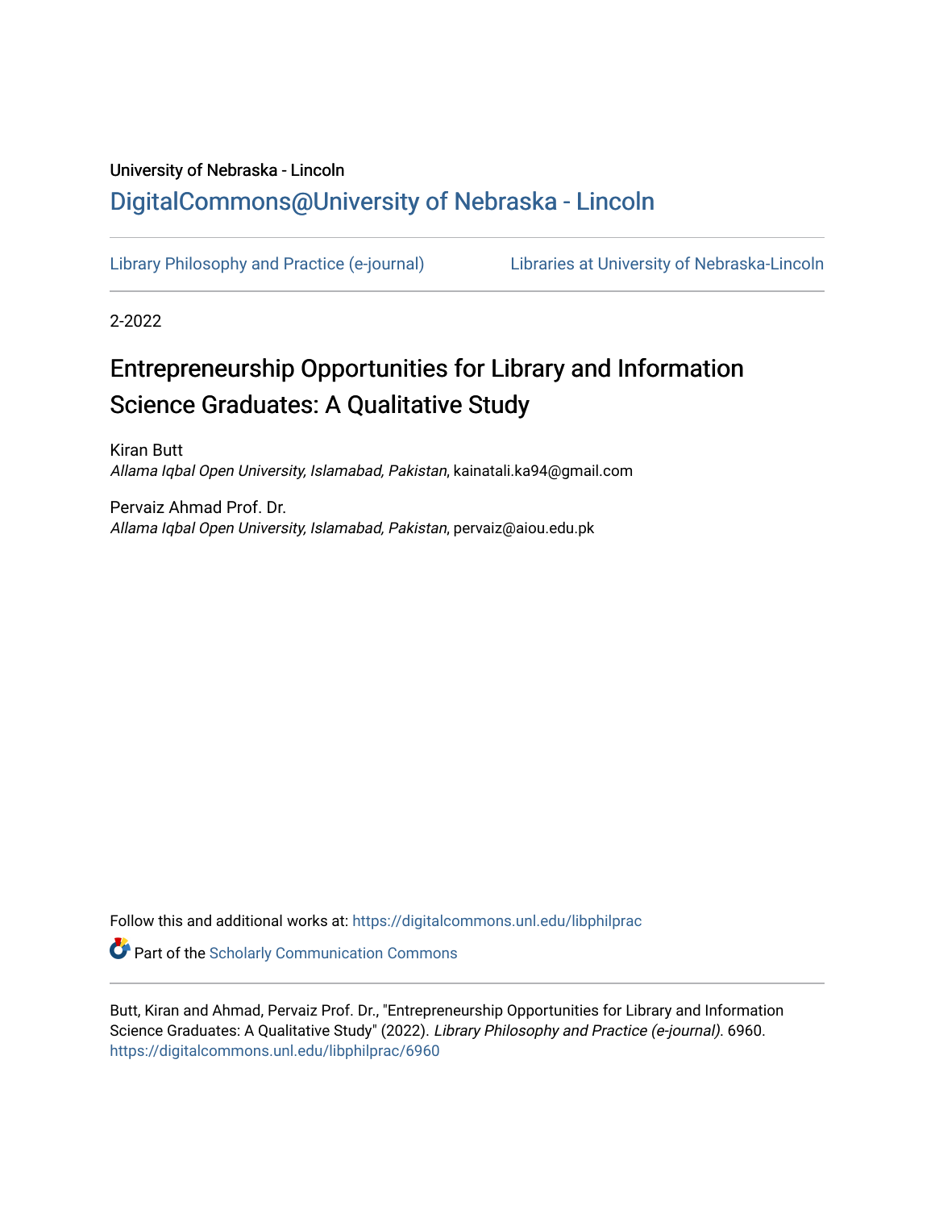University of Nebraska - Lincoln

## DigitalCommons@University of Nebraska - Lincoln

Library Philosophy and Practice (e-journal) | Libraries at University of Nebraska-Lincoln

2-2022

# Entrepreneurship Opportunities for Library and Information Science Graduates: A Qualitative Study

Kiran Butt
*Allama Iqbal Open University, Islamabad, Pakistan*, kainatali.ka94@gmail.com

Pervaiz Ahmad Prof. Dr.
*Allama Iqbal Open University, Islamabad, Pakistan*, pervaiz@aiou.edu.pk

Follow this and additional works at: https://digitalcommons.unl.edu/libphilprac

Part of the Scholarly Communication Commons

Butt, Kiran and Ahmad, Pervaiz Prof. Dr., "Entrepreneurship Opportunities for Library and Information Science Graduates: A Qualitative Study" (2022). *Library Philosophy and Practice (e-journal)*. 6960.
https://digitalcommons.unl.edu/libphilprac/6960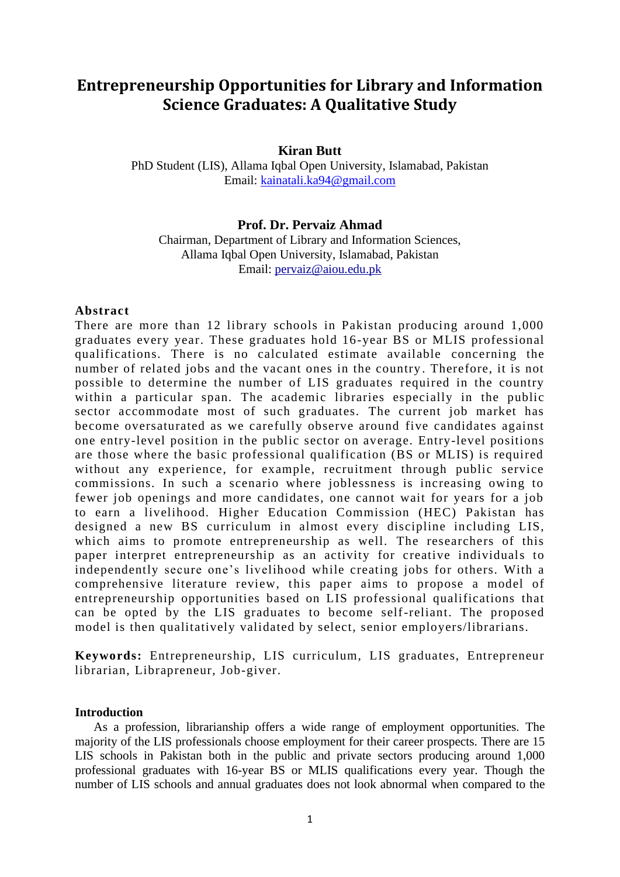# Entrepreneurship Opportunities for Library and Information Science Graduates: A Qualitative Study

**Kiran Butt**
PhD Student (LIS), Allama Iqbal Open University, Islamabad, Pakistan
Email: kainatali.ka94@gmail.com

**Prof. Dr. Pervaiz Ahmad**
Chairman, Department of Library and Information Sciences,
Allama Iqbal Open University, Islamabad, Pakistan
Email: pervaiz@aiou.edu.pk

## Abstract

There are more than 12 library schools in Pakistan producing around 1,000 graduates every year. These graduates hold 16-year BS or MLIS professional qualifications. There is no calculated estimate available concerning the number of related jobs and the vacant ones in the country. Therefore, it is not possible to determine the number of LIS graduates required in the country within a particular span. The academic libraries especially in the public sector accommodate most of such graduates. The current job market has become oversaturated as we carefully observe around five candidates against one entry-level position in the public sector on average. Entry-level positions are those where the basic professional qualification (BS or MLIS) is required without any experience, for example, recruitment through public service commissions. In such a scenario where joblessness is increasing owing to fewer job openings and more candidates, one cannot wait for years for a job to earn a livelihood. Higher Education Commission (HEC) Pakistan has designed a new BS curriculum in almost every discipline including LIS, which aims to promote entrepreneurship as well. The researchers of this paper interpret entrepreneurship as an activity for creative individuals to independently secure one's livelihood while creating jobs for others. With a comprehensive literature review, this paper aims to propose a model of entrepreneurship opportunities based on LIS professional qualifications that can be opted by the LIS graduates to become self-reliant. The proposed model is then qualitatively validated by select, senior employers/librarians.

**Keywords:** Entrepreneurship, LIS curriculum, LIS graduates, Entrepreneur librarian, Librapreneur, Job-giver.

## Introduction

As a profession, librarianship offers a wide range of employment opportunities. The majority of the LIS professionals choose employment for their career prospects. There are 15 LIS schools in Pakistan both in the public and private sectors producing around 1,000 professional graduates with 16-year BS or MLIS qualifications every year. Though the number of LIS schools and annual graduates does not look abnormal when compared to the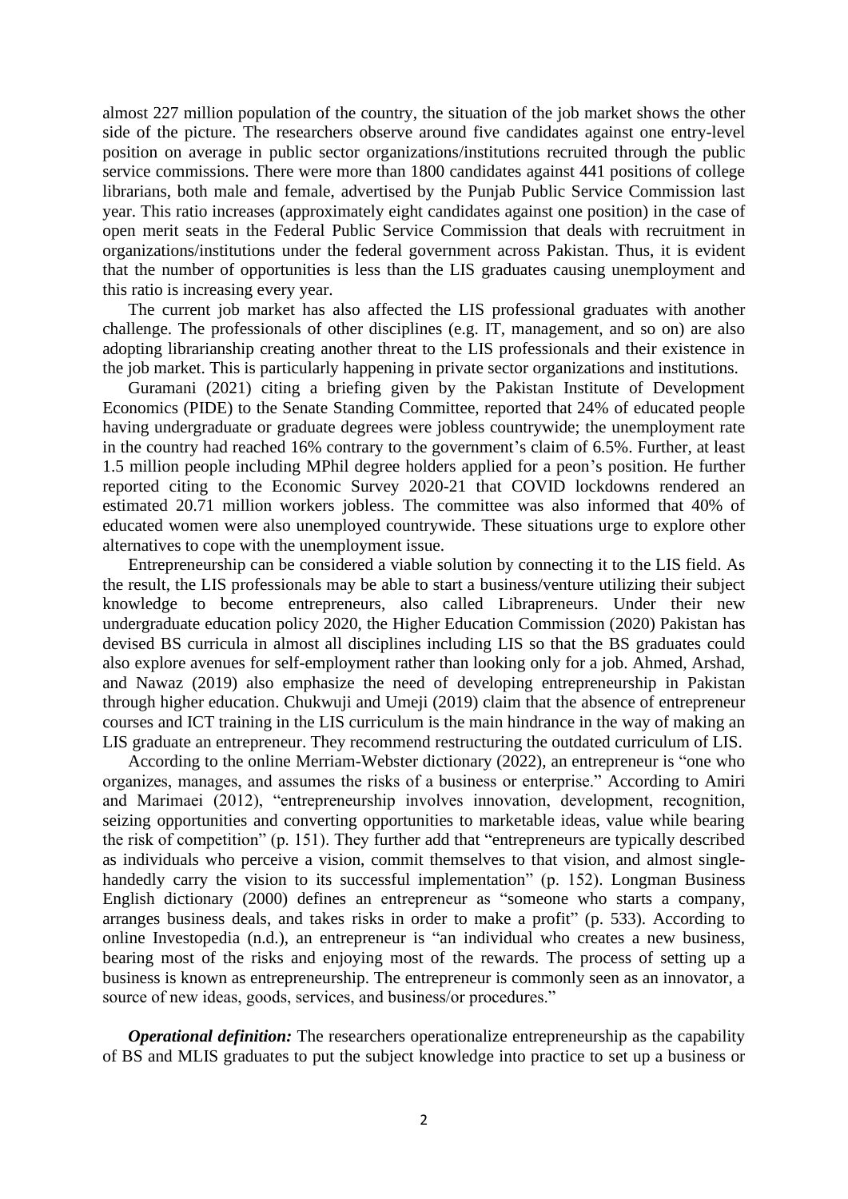almost 227 million population of the country, the situation of the job market shows the other side of the picture. The researchers observe around five candidates against one entry-level position on average in public sector organizations/institutions recruited through the public service commissions. There were more than 1800 candidates against 441 positions of college librarians, both male and female, advertised by the Punjab Public Service Commission last year. This ratio increases (approximately eight candidates against one position) in the case of open merit seats in the Federal Public Service Commission that deals with recruitment in organizations/institutions under the federal government across Pakistan. Thus, it is evident that the number of opportunities is less than the LIS graduates causing unemployment and this ratio is increasing every year.

The current job market has also affected the LIS professional graduates with another challenge. The professionals of other disciplines (e.g. IT, management, and so on) are also adopting librarianship creating another threat to the LIS professionals and their existence in the job market. This is particularly happening in private sector organizations and institutions.

Guramani (2021) citing a briefing given by the Pakistan Institute of Development Economics (PIDE) to the Senate Standing Committee, reported that 24% of educated people having undergraduate or graduate degrees were jobless countrywide; the unemployment rate in the country had reached 16% contrary to the government's claim of 6.5%. Further, at least 1.5 million people including MPhil degree holders applied for a peon's position. He further reported citing to the Economic Survey 2020-21 that COVID lockdowns rendered an estimated 20.71 million workers jobless. The committee was also informed that 40% of educated women were also unemployed countrywide. These situations urge to explore other alternatives to cope with the unemployment issue.

Entrepreneurship can be considered a viable solution by connecting it to the LIS field. As the result, the LIS professionals may be able to start a business/venture utilizing their subject knowledge to become entrepreneurs, also called Librapreneurs. Under their new undergraduate education policy 2020, the Higher Education Commission (2020) Pakistan has devised BS curricula in almost all disciplines including LIS so that the BS graduates could also explore avenues for self-employment rather than looking only for a job. Ahmed, Arshad, and Nawaz (2019) also emphasize the need of developing entrepreneurship in Pakistan through higher education. Chukwuji and Umeji (2019) claim that the absence of entrepreneur courses and ICT training in the LIS curriculum is the main hindrance in the way of making an LIS graduate an entrepreneur. They recommend restructuring the outdated curriculum of LIS.

According to the online Merriam-Webster dictionary (2022), an entrepreneur is "one who organizes, manages, and assumes the risks of a business or enterprise." According to Amiri and Marimaei (2012), "entrepreneurship involves innovation, development, recognition, seizing opportunities and converting opportunities to marketable ideas, value while bearing the risk of competition" (p. 151). They further add that "entrepreneurs are typically described as individuals who perceive a vision, commit themselves to that vision, and almost single-handedly carry the vision to its successful implementation" (p. 152). Longman Business English dictionary (2000) defines an entrepreneur as "someone who starts a company, arranges business deals, and takes risks in order to make a profit" (p. 533). According to online Investopedia (n.d.), an entrepreneur is "an individual who creates a new business, bearing most of the risks and enjoying most of the rewards. The process of setting up a business is known as entrepreneurship. The entrepreneur is commonly seen as an innovator, a source of new ideas, goods, services, and business/or procedures."

***Operational definition:*** The researchers operationalize entrepreneurship as the capability of BS and MLIS graduates to put the subject knowledge into practice to set up a business or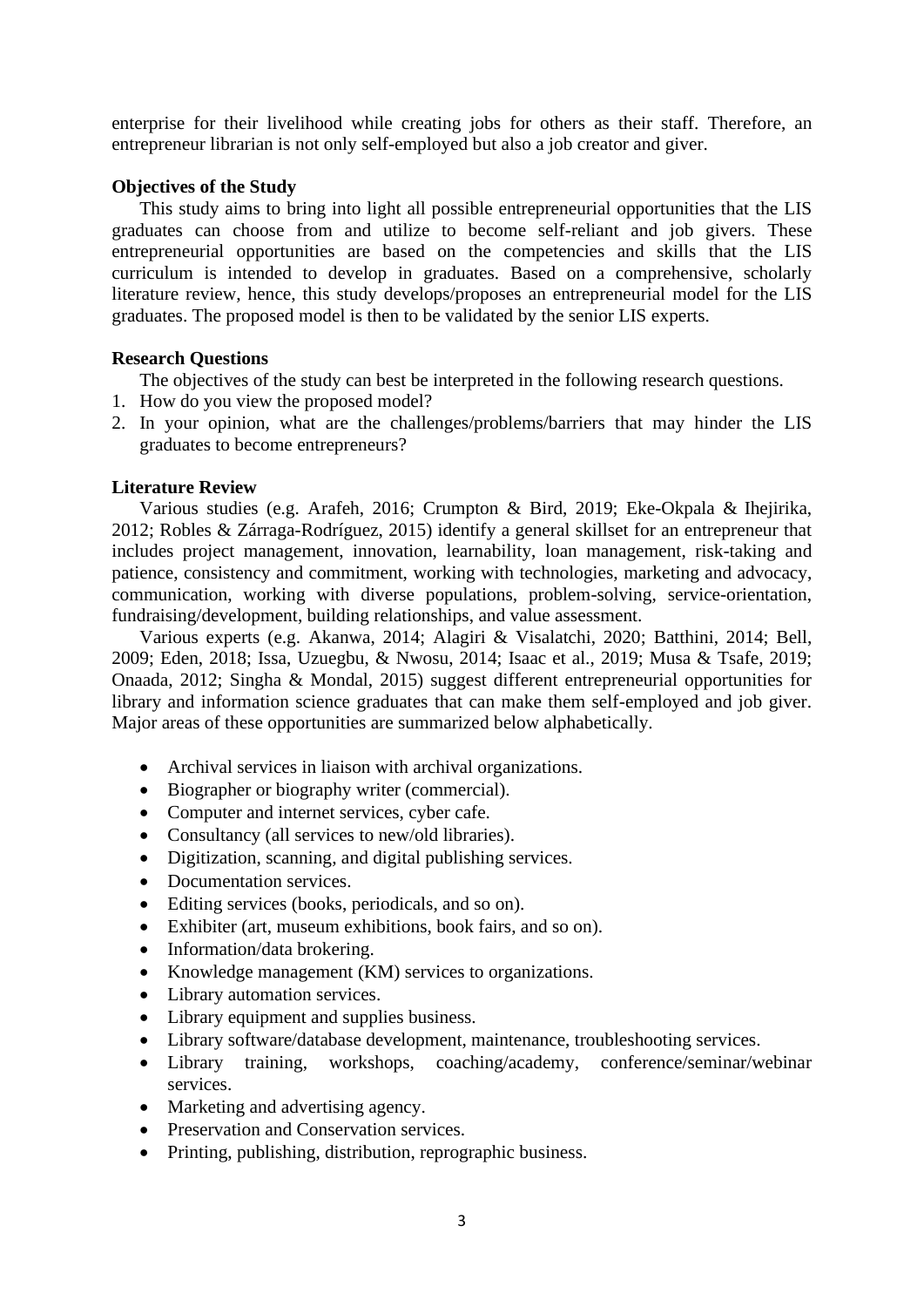enterprise for their livelihood while creating jobs for others as their staff. Therefore, an entrepreneur librarian is not only self-employed but also a job creator and giver.

**Objectives of the Study**

This study aims to bring into light all possible entrepreneurial opportunities that the LIS graduates can choose from and utilize to become self-reliant and job givers. These entrepreneurial opportunities are based on the competencies and skills that the LIS curriculum is intended to develop in graduates. Based on a comprehensive, scholarly literature review, hence, this study develops/proposes an entrepreneurial model for the LIS graduates. The proposed model is then to be validated by the senior LIS experts.

**Research Questions**

The objectives of the study can best be interpreted in the following research questions.

1. How do you view the proposed model?
2. In your opinion, what are the challenges/problems/barriers that may hinder the LIS graduates to become entrepreneurs?

**Literature Review**

Various studies (e.g. Arafeh, 2016; Crumpton & Bird, 2019; Eke-Okpala & Ihejirika, 2012; Robles & Zárraga-Rodríguez, 2015) identify a general skillset for an entrepreneur that includes project management, innovation, learnability, loan management, risk-taking and patience, consistency and commitment, working with technologies, marketing and advocacy, communication, working with diverse populations, problem-solving, service-orientation, fundraising/development, building relationships, and value assessment.

Various experts (e.g. Akanwa, 2014; Alagiri & Visalatchi, 2020; Batthini, 2014; Bell, 2009; Eden, 2018; Issa, Uzuegbu, & Nwosu, 2014; Isaac et al., 2019; Musa & Tsafe, 2019; Onaada, 2012; Singha & Mondal, 2015) suggest different entrepreneurial opportunities for library and information science graduates that can make them self-employed and job giver. Major areas of these opportunities are summarized below alphabetically.

- Archival services in liaison with archival organizations.
- Biographer or biography writer (commercial).
- Computer and internet services, cyber cafe.
- Consultancy (all services to new/old libraries).
- Digitization, scanning, and digital publishing services.
- Documentation services.
- Editing services (books, periodicals, and so on).
- Exhibiter (art, museum exhibitions, book fairs, and so on).
- Information/data brokering.
- Knowledge management (KM) services to organizations.
- Library automation services.
- Library equipment and supplies business.
- Library software/database development, maintenance, troubleshooting services.
- Library training, workshops, coaching/academy, conference/seminar/webinar services.
- Marketing and advertising agency.
- Preservation and Conservation services.
- Printing, publishing, distribution, reprographic business.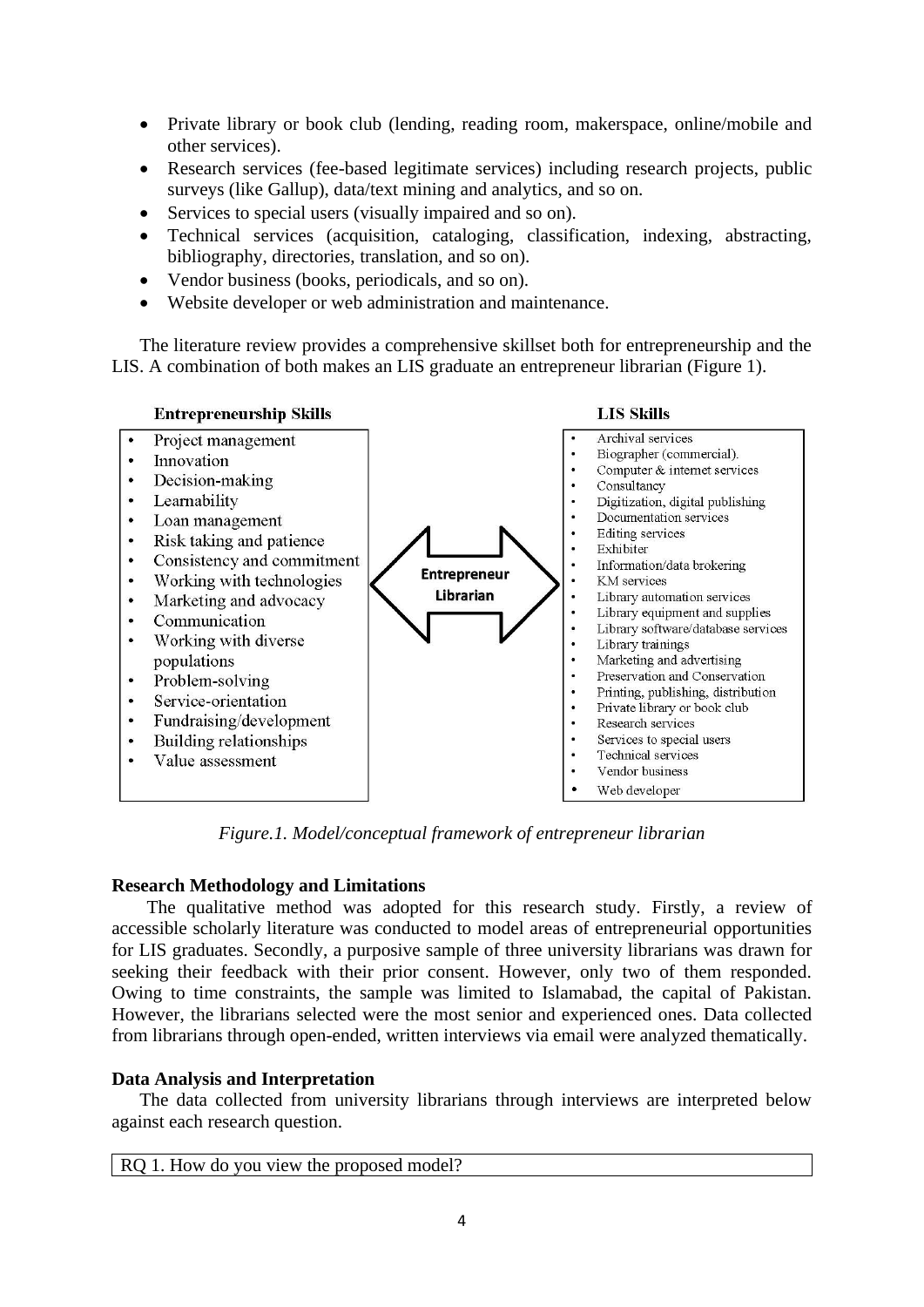- Private library or book club (lending, reading room, makerspace, online/mobile and other services).
- Research services (fee-based legitimate services) including research projects, public surveys (like Gallup), data/text mining and analytics, and so on.
- Services to special users (visually impaired and so on).
- Technical services (acquisition, cataloging, classification, indexing, abstracting, bibliography, directories, translation, and so on).
- Vendor business (books, periodicals, and so on).
- Website developer or web administration and maintenance.

The literature review provides a comprehensive skillset both for entrepreneurship and the LIS. A combination of both makes an LIS graduate an entrepreneur librarian (Figure 1).

**Entrepreneurship Skills**

- Project management
- Innovation
- Decision-making
- Learnability
- Loan management
- Risk taking and patience
- Consistency and commitment
- Working with technologies
- Marketing and advocacy
- Communication
- Working with diverse populations
- Problem-solving
- Service-orientation
- Fundraising/development
- Building relationships
- Value assessment

**Entrepreneur Librarian**

**LIS Skills**

- Archival services
- Biographer (commercial).
- Computer & internet services
- Consultancy
- Digitization, digital publishing
- Documentation services
- Editing services
- Exhibiter
- Information/data brokering
- KM services
- Library automation services
- Library equipment and supplies
- Library software/database services
- Library trainings
- Marketing and advertising
- Preservation and Conservation
- Printing, publishing, distribution
- Private library or book club
- Research services
- Services to special users
- Technical services
- Vendor business
- Web developer

*Figure.1. Model/conceptual framework of entrepreneur librarian*

**Research Methodology and Limitations**

The qualitative method was adopted for this research study. Firstly, a review of accessible scholarly literature was conducted to model areas of entrepreneurial opportunities for LIS graduates. Secondly, a purposive sample of three university librarians was drawn for seeking their feedback with their prior consent. However, only two of them responded. Owing to time constraints, the sample was limited to Islamabad, the capital of Pakistan. However, the librarians selected were the most senior and experienced ones. Data collected from librarians through open-ended, written interviews via email were analyzed thematically.

**Data Analysis and Interpretation**

The data collected from university librarians through interviews are interpreted below against each research question.

| RQ 1. How do you view the proposed model? |
| --- |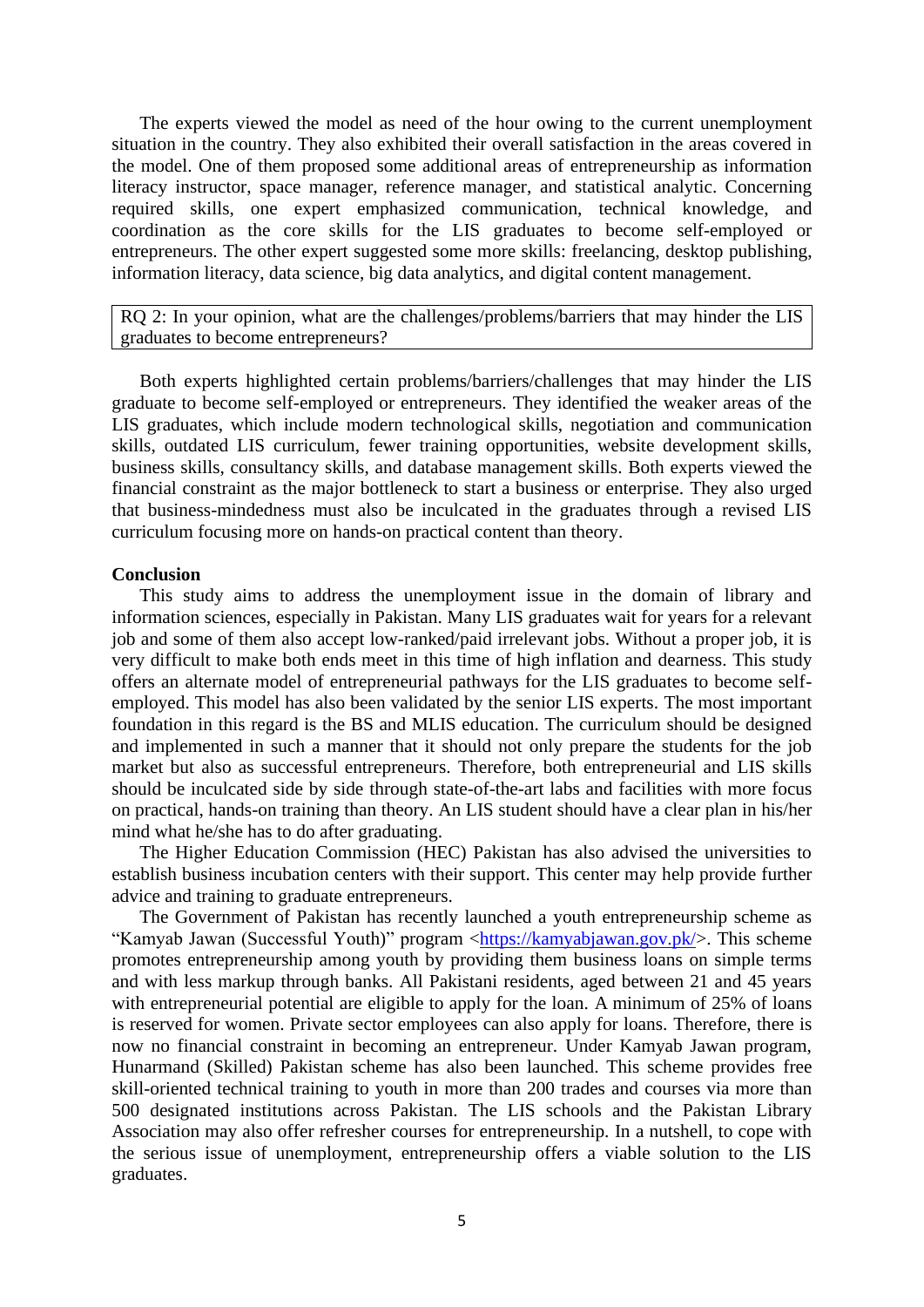The experts viewed the model as need of the hour owing to the current unemployment situation in the country. They also exhibited their overall satisfaction in the areas covered in the model. One of them proposed some additional areas of entrepreneurship as information literacy instructor, space manager, reference manager, and statistical analytic. Concerning required skills, one expert emphasized communication, technical knowledge, and coordination as the core skills for the LIS graduates to become self-employed or entrepreneurs. The other expert suggested some more skills: freelancing, desktop publishing, information literacy, data science, big data analytics, and digital content management.

RQ 2: In your opinion, what are the challenges/problems/barriers that may hinder the LIS graduates to become entrepreneurs?

Both experts highlighted certain problems/barriers/challenges that may hinder the LIS graduate to become self-employed or entrepreneurs. They identified the weaker areas of the LIS graduates, which include modern technological skills, negotiation and communication skills, outdated LIS curriculum, fewer training opportunities, website development skills, business skills, consultancy skills, and database management skills. Both experts viewed the financial constraint as the major bottleneck to start a business or enterprise. They also urged that business-mindedness must also be inculcated in the graduates through a revised LIS curriculum focusing more on hands-on practical content than theory.

## Conclusion

This study aims to address the unemployment issue in the domain of library and information sciences, especially in Pakistan. Many LIS graduates wait for years for a relevant job and some of them also accept low-ranked/paid irrelevant jobs. Without a proper job, it is very difficult to make both ends meet in this time of high inflation and dearness. This study offers an alternate model of entrepreneurial pathways for the LIS graduates to become self-employed. This model has also been validated by the senior LIS experts. The most important foundation in this regard is the BS and MLIS education. The curriculum should be designed and implemented in such a manner that it should not only prepare the students for the job market but also as successful entrepreneurs. Therefore, both entrepreneurial and LIS skills should be inculcated side by side through state-of-the-art labs and facilities with more focus on practical, hands-on training than theory. An LIS student should have a clear plan in his/her mind what he/she has to do after graduating.

The Higher Education Commission (HEC) Pakistan has also advised the universities to establish business incubation centers with their support. This center may help provide further advice and training to graduate entrepreneurs.

The Government of Pakistan has recently launched a youth entrepreneurship scheme as "Kamyab Jawan (Successful Youth)" program <https://kamyabjawan.gov.pk/>. This scheme promotes entrepreneurship among youth by providing them business loans on simple terms and with less markup through banks. All Pakistani residents, aged between 21 and 45 years with entrepreneurial potential are eligible to apply for the loan. A minimum of 25% of loans is reserved for women. Private sector employees can also apply for loans. Therefore, there is now no financial constraint in becoming an entrepreneur. Under Kamyab Jawan program, Hunarmand (Skilled) Pakistan scheme has also been launched. This scheme provides free skill-oriented technical training to youth in more than 200 trades and courses via more than 500 designated institutions across Pakistan. The LIS schools and the Pakistan Library Association may also offer refresher courses for entrepreneurship. In a nutshell, to cope with the serious issue of unemployment, entrepreneurship offers a viable solution to the LIS graduates.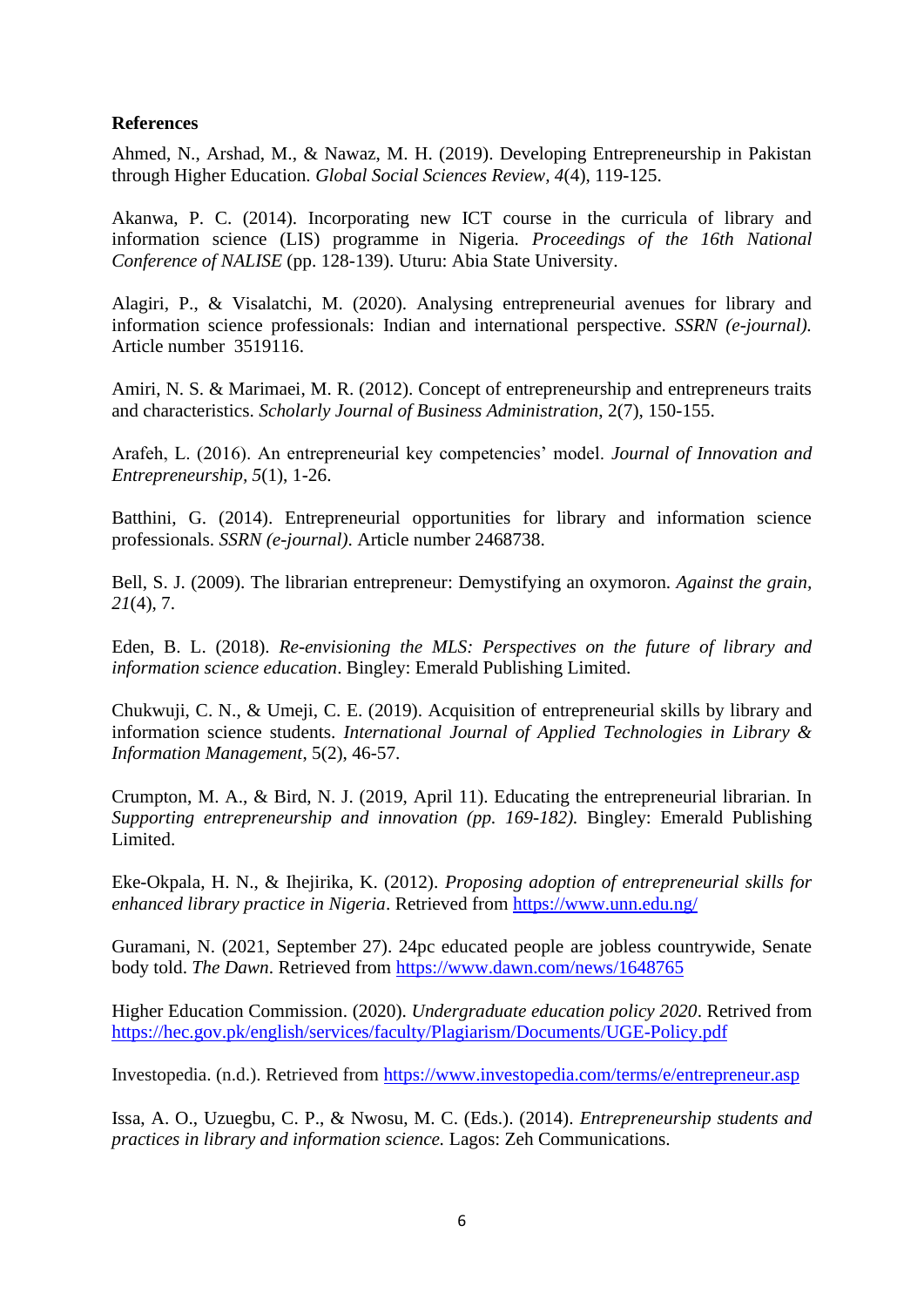**References**

Ahmed, N., Arshad, M., & Nawaz, M. H. (2019). Developing Entrepreneurship in Pakistan through Higher Education. *Global Social Sciences Review*, *4*(4), 119-125.

Akanwa, P. C. (2014). Incorporating new ICT course in the curricula of library and information science (LIS) programme in Nigeria. *Proceedings of the 16th National Conference of NALISE* (pp. 128-139). Uturu: Abia State University.

Alagiri, P., & Visalatchi, M. (2020). Analysing entrepreneurial avenues for library and information science professionals: Indian and international perspective. *SSRN (e-journal).* Article number 3519116.

Amiri, N. S. & Marimaei, M. R. (2012). Concept of entrepreneurship and entrepreneurs traits and characteristics. *Scholarly Journal of Business Administration*, 2(7), 150-155.

Arafeh, L. (2016). An entrepreneurial key competencies' model. *Journal of Innovation and Entrepreneurship*, *5*(1), 1-26.

Batthini, G. (2014). Entrepreneurial opportunities for library and information science professionals. *SSRN (e-journal)*. Article number 2468738.

Bell, S. J. (2009). The librarian entrepreneur: Demystifying an oxymoron. *Against the grain*, *21*(4), 7.

Eden, B. L. (2018). *Re-envisioning the MLS: Perspectives on the future of library and information science education*. Bingley: Emerald Publishing Limited.

Chukwuji, C. N., & Umeji, C. E. (2019). Acquisition of entrepreneurial skills by library and information science students. *International Journal of Applied Technologies in Library & Information Management*, 5(2), 46-57.

Crumpton, M. A., & Bird, N. J. (2019, April 11). Educating the entrepreneurial librarian. In *Supporting entrepreneurship and innovation (pp. 169-182).* Bingley: Emerald Publishing Limited.

Eke-Okpala, H. N., & Ihejirika, K. (2012). *Proposing adoption of entrepreneurial skills for enhanced library practice in Nigeria*. Retrieved from https://www.unn.edu.ng/

Guramani, N. (2021, September 27). 24pc educated people are jobless countrywide, Senate body told. *The Dawn*. Retrieved from https://www.dawn.com/news/1648765

Higher Education Commission. (2020). *Undergraduate education policy 2020*. Retrived from https://hec.gov.pk/english/services/faculty/Plagiarism/Documents/UGE-Policy.pdf

Investopedia. (n.d.). Retrieved from https://www.investopedia.com/terms/e/entrepreneur.asp

Issa, A. O., Uzuegbu, C. P., & Nwosu, M. C. (Eds.). (2014). *Entrepreneurship students and practices in library and information science.* Lagos: Zeh Communications.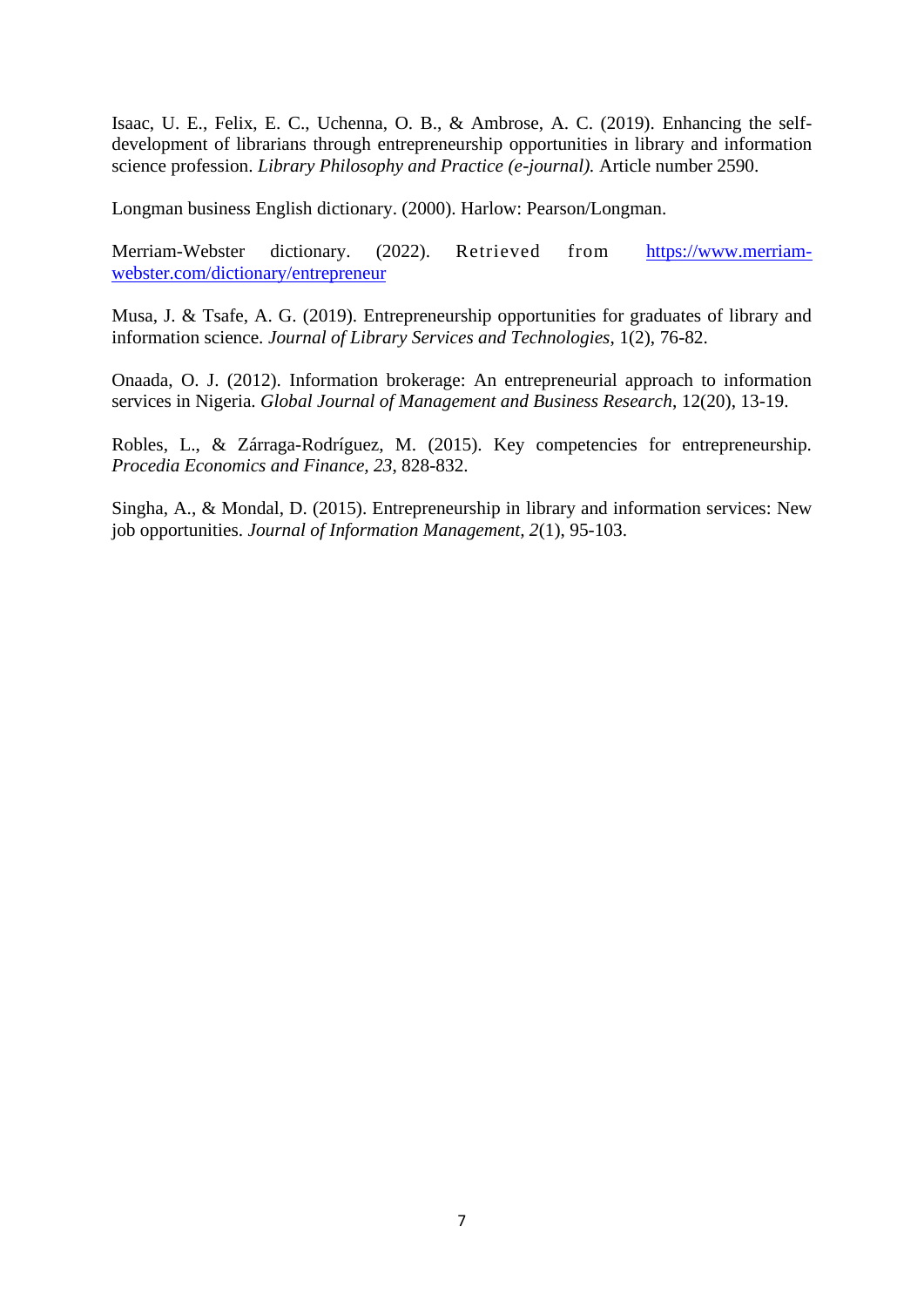Isaac, U. E., Felix, E. C., Uchenna, O. B., & Ambrose, A. C. (2019). Enhancing the self-development of librarians through entrepreneurship opportunities in library and information science profession. *Library Philosophy and Practice (e-journal).* Article number 2590.

Longman business English dictionary. (2000). Harlow: Pearson/Longman.

Merriam-Webster dictionary. (2022). Retrieved from [https://www.merriam-webster.com/dictionary/entrepreneur](https://www.merriam-webster.com/dictionary/entrepreneur)

Musa, J. & Tsafe, A. G. (2019). Entrepreneurship opportunities for graduates of library and information science. *Journal of Library Services and Technologies*, 1(2), 76-82.

Onaada, O. J. (2012). Information brokerage: An entrepreneurial approach to information services in Nigeria. *Global Journal of Management and Business Research*, 12(20), 13-19.

Robles, L., & Zárraga-Rodríguez, M. (2015). Key competencies for entrepreneurship. *Procedia Economics and Finance, 23*, 828-832.

Singha, A., & Mondal, D. (2015). Entrepreneurship in library and information services: New job opportunities. *Journal of Information Management, 2*(1), 95-103.